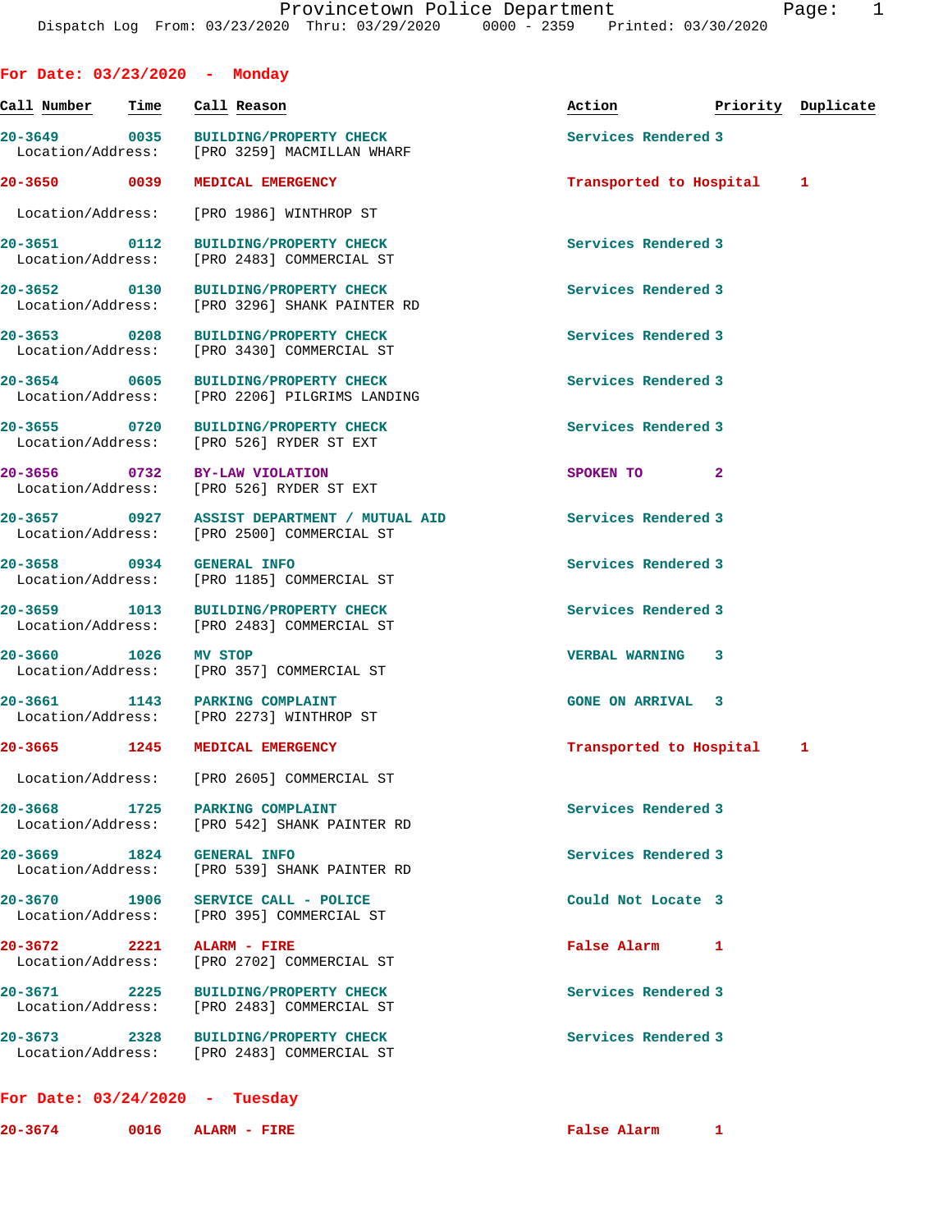Provincetown Police Department
Dispatch Log From: 03/23/2020 Thru: 03/29/2020 0000 - 2359 Printed: 03/30/2020

## For Date: 03/23/2020 - Monday

| Call Number | Time | Call Reason | Action | Priority | Duplicate |
|---|---|---|---|---|---|
| 20-3649 | 0035 | BUILDING/PROPERTY CHECK | Services Rendered | 3 | |
| Location/Address: | | [PRO 3259] MACMILLAN WHARF | | | |
| 20-3650 | 0039 | MEDICAL EMERGENCY | Transported to Hospital | 1 | |
| Location/Address: | | [PRO 1986] WINTHROP ST | | | |
| 20-3651 | 0112 | BUILDING/PROPERTY CHECK | Services Rendered | 3 | |
| Location/Address: | | [PRO 2483] COMMERCIAL ST | | | |
| 20-3652 | 0130 | BUILDING/PROPERTY CHECK | Services Rendered | 3 | |
| Location/Address: | | [PRO 3296] SHANK PAINTER RD | | | |
| 20-3653 | 0208 | BUILDING/PROPERTY CHECK | Services Rendered | 3 | |
| Location/Address: | | [PRO 3430] COMMERCIAL ST | | | |
| 20-3654 | 0605 | BUILDING/PROPERTY CHECK | Services Rendered | 3 | |
| Location/Address: | | [PRO 2206] PILGRIMS LANDING | | | |
| 20-3655 | 0720 | BUILDING/PROPERTY CHECK | Services Rendered | 3 | |
| Location/Address: | | [PRO 526] RYDER ST EXT | | | |
| 20-3656 | 0732 | BY-LAW VIOLATION | SPOKEN TO | 2 | |
| Location/Address: | | [PRO 526] RYDER ST EXT | | | |
| 20-3657 | 0927 | ASSIST DEPARTMENT / MUTUAL AID | Services Rendered | 3 | |
| Location/Address: | | [PRO 2500] COMMERCIAL ST | | | |
| 20-3658 | 0934 | GENERAL INFO | Services Rendered | 3 | |
| Location/Address: | | [PRO 1185] COMMERCIAL ST | | | |
| 20-3659 | 1013 | BUILDING/PROPERTY CHECK | Services Rendered | 3 | |
| Location/Address: | | [PRO 2483] COMMERCIAL ST | | | |
| 20-3660 | 1026 | MV STOP | VERBAL WARNING | 3 | |
| Location/Address: | | [PRO 357] COMMERCIAL ST | | | |
| 20-3661 | 1143 | PARKING COMPLAINT | GONE ON ARRIVAL | 3 | |
| Location/Address: | | [PRO 2273] WINTHROP ST | | | |
| 20-3665 | 1245 | MEDICAL EMERGENCY | Transported to Hospital | 1 | |
| Location/Address: | | [PRO 2605] COMMERCIAL ST | | | |
| 20-3668 | 1725 | PARKING COMPLAINT | Services Rendered | 3 | |
| Location/Address: | | [PRO 542] SHANK PAINTER RD | | | |
| 20-3669 | 1824 | GENERAL INFO | Services Rendered | 3 | |
| Location/Address: | | [PRO 539] SHANK PAINTER RD | | | |
| 20-3670 | 1906 | SERVICE CALL - POLICE | Could Not Locate | 3 | |
| Location/Address: | | [PRO 395] COMMERCIAL ST | | | |
| 20-3672 | 2221 | ALARM - FIRE | False Alarm | 1 | |
| Location/Address: | | [PRO 2702] COMMERCIAL ST | | | |
| 20-3671 | 2225 | BUILDING/PROPERTY CHECK | Services Rendered | 3 | |
| Location/Address: | | [PRO 2483] COMMERCIAL ST | | | |
| 20-3673 | 2328 | BUILDING/PROPERTY CHECK | Services Rendered | 3 | |
| Location/Address: | | [PRO 2483] COMMERCIAL ST | | | |

## For Date: 03/24/2020 - Tuesday

| Call Number | Time | Call Reason | Action | Priority | Duplicate |
|---|---|---|---|---|---|
| 20-3674 | 0016 | ALARM - FIRE | False Alarm | 1 | |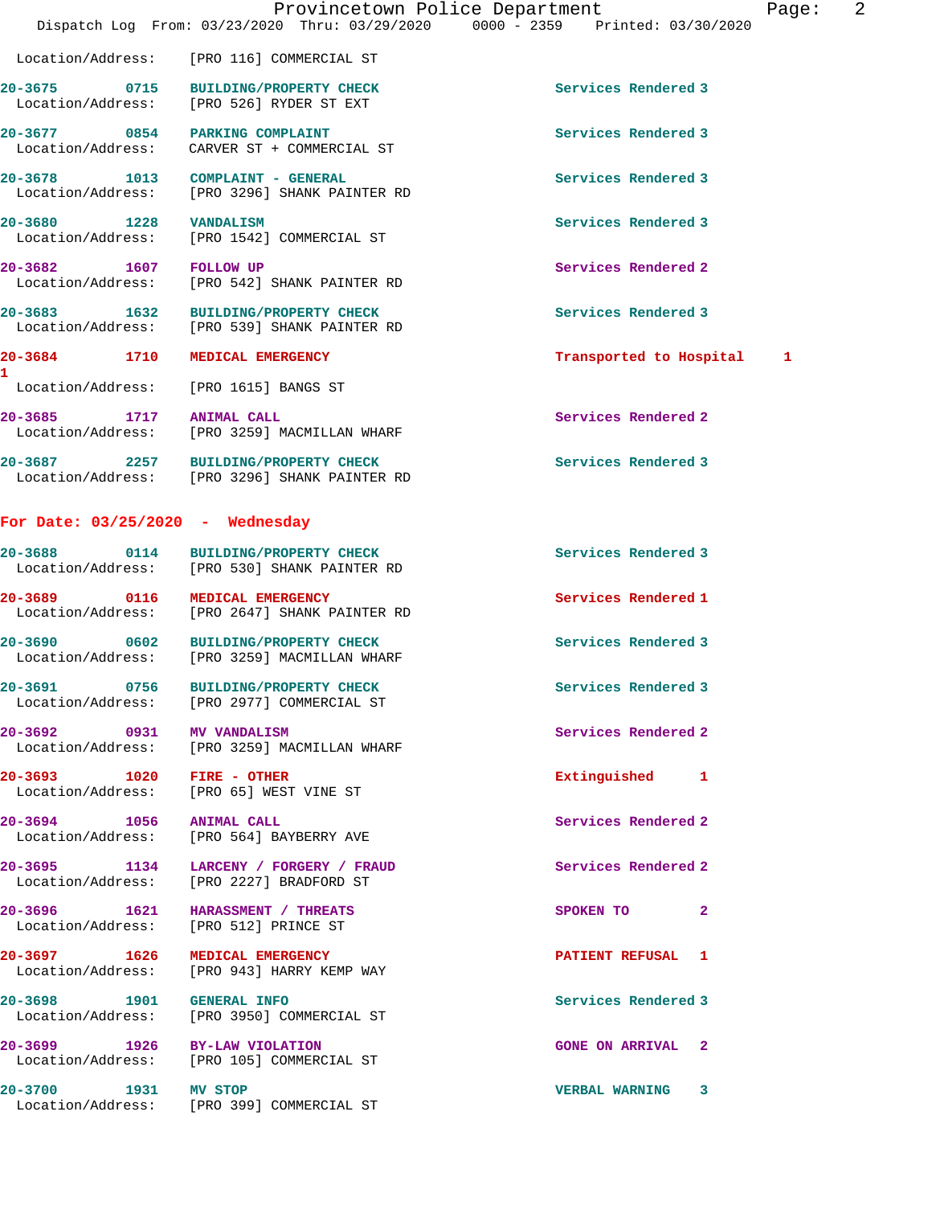Location/Address: [PRO 116] COMMERCIAL ST

| Call # | Time | Call Type | Disposition |
|---|---|---|---|
| 20-3675 | 0715 | BUILDING/PROPERTY CHECK | Services Rendered 3 |
| | | Location/Address: [PRO 526] RYDER ST EXT | |
| 20-3677 | 0854 | PARKING COMPLAINT | Services Rendered 3 |
| | | Location/Address: CARVER ST + COMMERCIAL ST | |
| 20-3678 | 1013 | COMPLAINT - GENERAL | Services Rendered 3 |
| | | Location/Address: [PRO 3296] SHANK PAINTER RD | |
| 20-3680 | 1228 | VANDALISM | Services Rendered 3 |
| | | Location/Address: [PRO 1542] COMMERCIAL ST | |
| 20-3682 | 1607 | FOLLOW UP | Services Rendered 2 |
| | | Location/Address: [PRO 542] SHANK PAINTER RD | |
| 20-3683 | 1632 | BUILDING/PROPERTY CHECK | Services Rendered 3 |
| | | Location/Address: [PRO 539] SHANK PAINTER RD | |
| 20-3684 | 1710 | MEDICAL EMERGENCY | Transported to Hospital 1 1 |
| | | Location/Address: [PRO 1615] BANGS ST | |
| 20-3685 | 1717 | ANIMAL CALL | Services Rendered 2 |
| | | Location/Address: [PRO 3259] MACMILLAN WHARF | |
| 20-3687 | 2257 | BUILDING/PROPERTY CHECK | Services Rendered 3 |
| | | Location/Address: [PRO 3296] SHANK PAINTER RD | |

## For Date: 03/25/2020 - Wednesday

| Call # | Time | Call Type | Disposition |
|---|---|---|---|
| 20-3688 | 0114 | BUILDING/PROPERTY CHECK | Services Rendered 3 |
| | | Location/Address: [PRO 530] SHANK PAINTER RD | |
| 20-3689 | 0116 | MEDICAL EMERGENCY | Services Rendered 1 |
| | | Location/Address: [PRO 2647] SHANK PAINTER RD | |
| 20-3690 | 0602 | BUILDING/PROPERTY CHECK | Services Rendered 3 |
| | | Location/Address: [PRO 3259] MACMILLAN WHARF | |
| 20-3691 | 0756 | BUILDING/PROPERTY CHECK | Services Rendered 3 |
| | | Location/Address: [PRO 2977] COMMERCIAL ST | |
| 20-3692 | 0931 | MV VANDALISM | Services Rendered 2 |
| | | Location/Address: [PRO 3259] MACMILLAN WHARF | |
| 20-3693 | 1020 | FIRE - OTHER | Extinguished 1 |
| | | Location/Address: [PRO 65] WEST VINE ST | |
| 20-3694 | 1056 | ANIMAL CALL | Services Rendered 2 |
| | | Location/Address: [PRO 564] BAYBERRY AVE | |
| 20-3695 | 1134 | LARCENY / FORGERY / FRAUD | Services Rendered 2 |
| | | Location/Address: [PRO 2227] BRADFORD ST | |
| 20-3696 | 1621 | HARASSMENT / THREATS | SPOKEN TO 2 |
| | | Location/Address: [PRO 512] PRINCE ST | |
| 20-3697 | 1626 | MEDICAL EMERGENCY | PATIENT REFUSAL 1 |
| | | Location/Address: [PRO 943] HARRY KEMP WAY | |
| 20-3698 | 1901 | GENERAL INFO | Services Rendered 3 |
| | | Location/Address: [PRO 3950] COMMERCIAL ST | |
| 20-3699 | 1926 | BY-LAW VIOLATION | GONE ON ARRIVAL 2 |
| | | Location/Address: [PRO 105] COMMERCIAL ST | |
| 20-3700 | 1931 | MV STOP | VERBAL WARNING 3 |
| | | Location/Address: [PRO 399] COMMERCIAL ST | |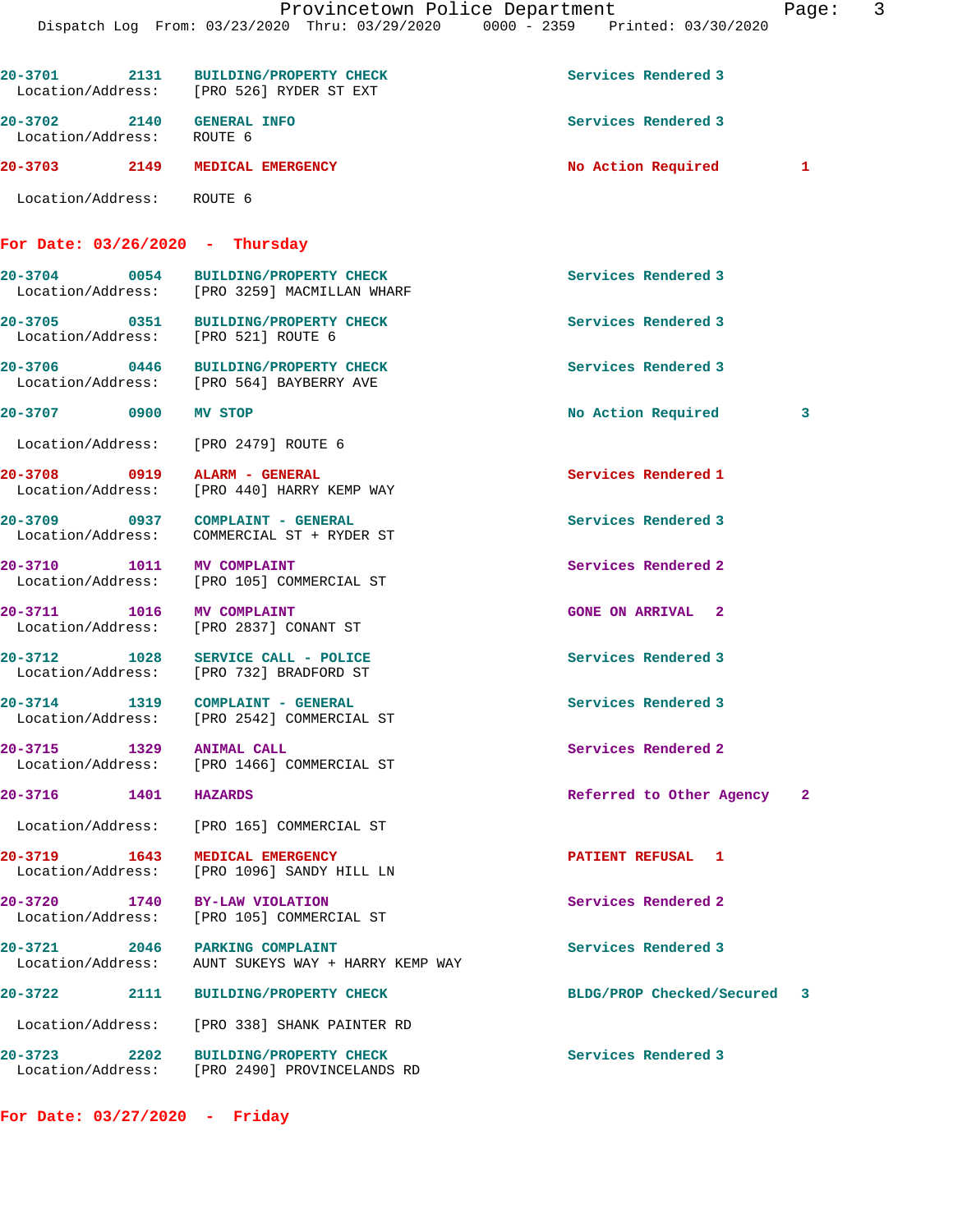20-3701 2131 BUILDING/PROPERTY CHECK Services Rendered 3
Location/Address: [PRO 526] RYDER ST EXT

20-3702 2140 GENERAL INFO Services Rendered 3
Location/Address: ROUTE 6

20-3703 2149 MEDICAL EMERGENCY No Action Required 1
Location/Address: ROUTE 6

**For Date: 03/26/2020 - Thursday**

20-3704 0054 BUILDING/PROPERTY CHECK Services Rendered 3
Location/Address: [PRO 3259] MACMILLAN WHARF

20-3705 0351 BUILDING/PROPERTY CHECK Services Rendered 3
Location/Address: [PRO 521] ROUTE 6

20-3706 0446 BUILDING/PROPERTY CHECK Services Rendered 3
Location/Address: [PRO 564] BAYBERRY AVE

20-3707 0900 MV STOP No Action Required 3
Location/Address: [PRO 2479] ROUTE 6

20-3708 0919 ALARM - GENERAL Services Rendered 1
Location/Address: [PRO 440] HARRY KEMP WAY

20-3709 0937 COMPLAINT - GENERAL Services Rendered 3
Location/Address: COMMERCIAL ST + RYDER ST

20-3710 1011 MV COMPLAINT Services Rendered 2
Location/Address: [PRO 105] COMMERCIAL ST

20-3711 1016 MV COMPLAINT GONE ON ARRIVAL 2
Location/Address: [PRO 2837] CONANT ST

20-3712 1028 SERVICE CALL - POLICE Services Rendered 3
Location/Address: [PRO 732] BRADFORD ST

20-3714 1319 COMPLAINT - GENERAL Services Rendered 3
Location/Address: [PRO 2542] COMMERCIAL ST

20-3715 1329 ANIMAL CALL Services Rendered 2
Location/Address: [PRO 1466] COMMERCIAL ST

20-3716 1401 HAZARDS Referred to Other Agency 2
Location/Address: [PRO 165] COMMERCIAL ST

20-3719 1643 MEDICAL EMERGENCY PATIENT REFUSAL 1
Location/Address: [PRO 1096] SANDY HILL LN

20-3720 1740 BY-LAW VIOLATION Services Rendered 2
Location/Address: [PRO 105] COMMERCIAL ST

20-3721 2046 PARKING COMPLAINT Services Rendered 3
Location/Address: AUNT SUKEYS WAY + HARRY KEMP WAY

20-3722 2111 BUILDING/PROPERTY CHECK BLDG/PROP Checked/Secured 3
Location/Address: [PRO 338] SHANK PAINTER RD

20-3723 2202 BUILDING/PROPERTY CHECK Services Rendered 3
Location/Address: [PRO 2490] PROVINCELANDS RD

**For Date: 03/27/2020 - Friday**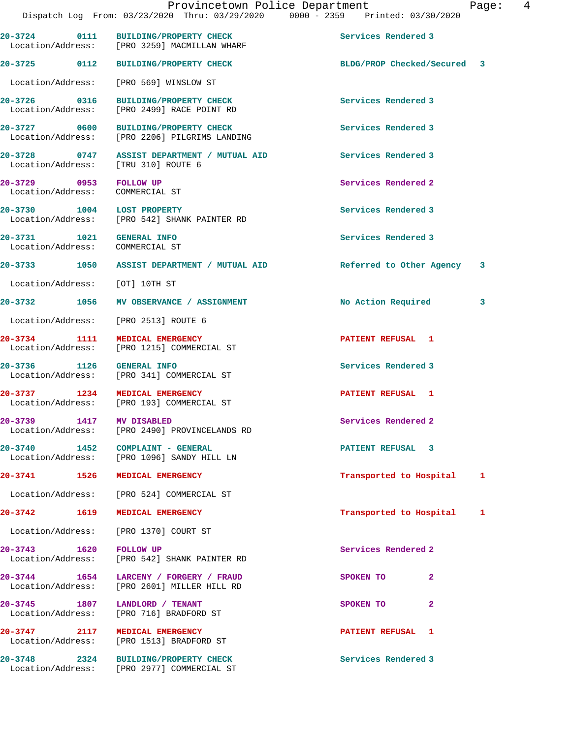| Call # | Time | Call Reason | Action | Priority |
|---|---|---|---|---|
| 20-3724 | 0111 | BUILDING/PROPERTY CHECK | Services Rendered | 3 |
| Location/Address: | | [PRO 3259] MACMILLAN WHARF | | |
| 20-3725 | 0112 | BUILDING/PROPERTY CHECK | BLDG/PROP Checked/Secured | 3 |
| Location/Address: | | [PRO 569] WINSLOW ST | | |
| 20-3726 | 0316 | BUILDING/PROPERTY CHECK | Services Rendered | 3 |
| Location/Address: | | [PRO 2499] RACE POINT RD | | |
| 20-3727 | 0600 | BUILDING/PROPERTY CHECK | Services Rendered | 3 |
| Location/Address: | | [PRO 2206] PILGRIMS LANDING | | |
| 20-3728 | 0747 | ASSIST DEPARTMENT / MUTUAL AID | Services Rendered | 3 |
| Location/Address: | | [TRU 310] ROUTE 6 | | |
| 20-3729 | 0953 | FOLLOW UP | Services Rendered | 2 |
| Location/Address: | | COMMERCIAL ST | | |
| 20-3730 | 1004 | LOST PROPERTY | Services Rendered | 3 |
| Location/Address: | | [PRO 542] SHANK PAINTER RD | | |
| 20-3731 | 1021 | GENERAL INFO | Services Rendered | 3 |
| Location/Address: | | COMMERCIAL ST | | |
| 20-3733 | 1050 | ASSIST DEPARTMENT / MUTUAL AID | Referred to Other Agency | 3 |
| Location/Address: | | [OT] 10TH ST | | |
| 20-3732 | 1056 | MV OBSERVANCE / ASSIGNMENT | No Action Required | 3 |
| Location/Address: | | [PRO 2513] ROUTE 6 | | |
| 20-3734 | 1111 | MEDICAL EMERGENCY | PATIENT REFUSAL | 1 |
| Location/Address: | | [PRO 1215] COMMERCIAL ST | | |
| 20-3736 | 1126 | GENERAL INFO | Services Rendered | 3 |
| Location/Address: | | [PRO 341] COMMERCIAL ST | | |
| 20-3737 | 1234 | MEDICAL EMERGENCY | PATIENT REFUSAL | 1 |
| Location/Address: | | [PRO 193] COMMERCIAL ST | | |
| 20-3739 | 1417 | MV DISABLED | Services Rendered | 2 |
| Location/Address: | | [PRO 2490] PROVINCELANDS RD | | |
| 20-3740 | 1452 | COMPLAINT - GENERAL | PATIENT REFUSAL | 3 |
| Location/Address: | | [PRO 1096] SANDY HILL LN | | |
| 20-3741 | 1526 | MEDICAL EMERGENCY | Transported to Hospital | 1 |
| Location/Address: | | [PRO 524] COMMERCIAL ST | | |
| 20-3742 | 1619 | MEDICAL EMERGENCY | Transported to Hospital | 1 |
| Location/Address: | | [PRO 1370] COURT ST | | |
| 20-3743 | 1620 | FOLLOW UP | Services Rendered | 2 |
| Location/Address: | | [PRO 542] SHANK PAINTER RD | | |
| 20-3744 | 1654 | LARCENY / FORGERY / FRAUD | SPOKEN TO | 2 |
| Location/Address: | | [PRO 2601] MILLER HILL RD | | |
| 20-3745 | 1807 | LANDLORD / TENANT | SPOKEN TO | 2 |
| Location/Address: | | [PRO 716] BRADFORD ST | | |
| 20-3747 | 2117 | MEDICAL EMERGENCY | PATIENT REFUSAL | 1 |
| Location/Address: | | [PRO 1513] BRADFORD ST | | |
| 20-3748 | 2324 | BUILDING/PROPERTY CHECK | Services Rendered | 3 |
| Location/Address: | | [PRO 2977] COMMERCIAL ST | | |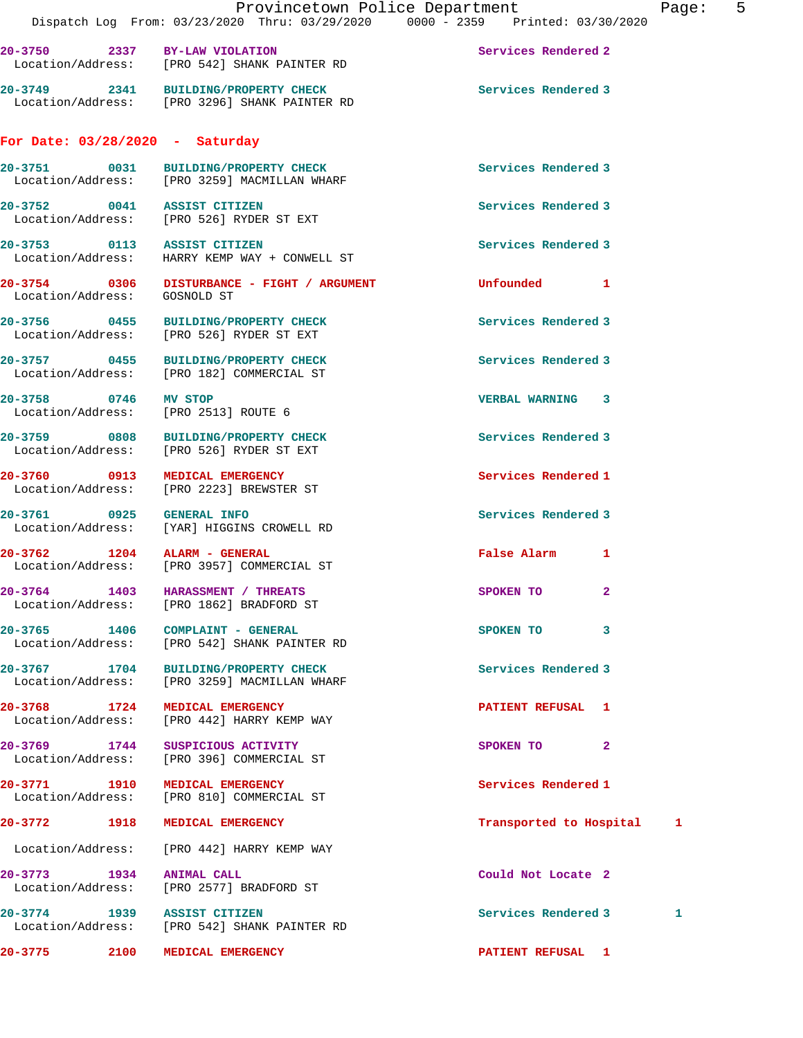20-3750 2337 BY-LAW VIOLATION Services Rendered 2
Location/Address: [PRO 542] SHANK PAINTER RD

20-3749 2341 BUILDING/PROPERTY CHECK Services Rendered 3
Location/Address: [PRO 3296] SHANK PAINTER RD

**For Date: 03/28/2020 - Saturday**

20-3751 0031 BUILDING/PROPERTY CHECK Services Rendered 3
Location/Address: [PRO 3259] MACMILLAN WHARF

20-3752 0041 ASSIST CITIZEN Services Rendered 3
Location/Address: [PRO 526] RYDER ST EXT

20-3753 0113 ASSIST CITIZEN Services Rendered 3
Location/Address: HARRY KEMP WAY + CONWELL ST

20-3754 0306 DISTURBANCE - FIGHT / ARGUMENT Unfounded 1
Location/Address: GOSNOLD ST

20-3756 0455 BUILDING/PROPERTY CHECK Services Rendered 3
Location/Address: [PRO 526] RYDER ST EXT

20-3757 0455 BUILDING/PROPERTY CHECK Services Rendered 3
Location/Address: [PRO 182] COMMERCIAL ST

20-3758 0746 MV STOP VERBAL WARNING 3
Location/Address: [PRO 2513] ROUTE 6

20-3759 0808 BUILDING/PROPERTY CHECK Services Rendered 3
Location/Address: [PRO 526] RYDER ST EXT

20-3760 0913 MEDICAL EMERGENCY Services Rendered 1
Location/Address: [PRO 2223] BREWSTER ST

20-3761 0925 GENERAL INFO Services Rendered 3
Location/Address: [YAR] HIGGINS CROWELL RD

20-3762 1204 ALARM - GENERAL False Alarm 1
Location/Address: [PRO 3957] COMMERCIAL ST

20-3764 1403 HARASSMENT / THREATS SPOKEN TO 2
Location/Address: [PRO 1862] BRADFORD ST

20-3765 1406 COMPLAINT - GENERAL SPOKEN TO 3
Location/Address: [PRO 542] SHANK PAINTER RD

20-3767 1704 BUILDING/PROPERTY CHECK Services Rendered 3
Location/Address: [PRO 3259] MACMILLAN WHARF

20-3768 1724 MEDICAL EMERGENCY PATIENT REFUSAL 1
Location/Address: [PRO 442] HARRY KEMP WAY

20-3769 1744 SUSPICIOUS ACTIVITY SPOKEN TO 2
Location/Address: [PRO 396] COMMERCIAL ST

20-3771 1910 MEDICAL EMERGENCY Services Rendered 1
Location/Address: [PRO 810] COMMERCIAL ST

20-3772 1918 MEDICAL EMERGENCY Transported to Hospital 1
Location/Address: [PRO 442] HARRY KEMP WAY

20-3773 1934 ANIMAL CALL Could Not Locate 2
Location/Address: [PRO 2577] BRADFORD ST

20-3774 1939 ASSIST CITIZEN Services Rendered 3 1
Location/Address: [PRO 542] SHANK PAINTER RD

20-3775 2100 MEDICAL EMERGENCY PATIENT REFUSAL 1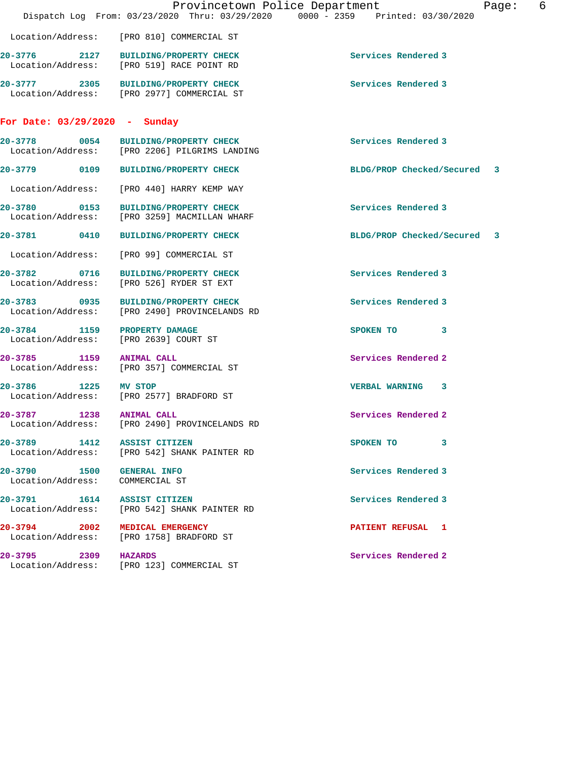Location/Address: [PRO 810] COMMERCIAL ST

20-3776 2127 BUILDING/PROPERTY CHECK Services Rendered 3
Location/Address: [PRO 519] RACE POINT RD

20-3777 2305 BUILDING/PROPERTY CHECK Services Rendered 3
Location/Address: [PRO 2977] COMMERCIAL ST

## For Date: 03/29/2020 - Sunday

20-3778 0054 BUILDING/PROPERTY CHECK Services Rendered 3
Location/Address: [PRO 2206] PILGRIMS LANDING

20-3779 0109 BUILDING/PROPERTY CHECK BLDG/PROP Checked/Secured 3
Location/Address: [PRO 440] HARRY KEMP WAY

20-3780 0153 BUILDING/PROPERTY CHECK Services Rendered 3
Location/Address: [PRO 3259] MACMILLAN WHARF

20-3781 0410 BUILDING/PROPERTY CHECK BLDG/PROP Checked/Secured 3
Location/Address: [PRO 99] COMMERCIAL ST

20-3782 0716 BUILDING/PROPERTY CHECK Services Rendered 3
Location/Address: [PRO 526] RYDER ST EXT

20-3783 0935 BUILDING/PROPERTY CHECK Services Rendered 3
Location/Address: [PRO 2490] PROVINCELANDS RD

20-3784 1159 PROPERTY DAMAGE SPOKEN TO 3
Location/Address: [PRO 2639] COURT ST

20-3785 1159 ANIMAL CALL Services Rendered 2
Location/Address: [PRO 357] COMMERCIAL ST

20-3786 1225 MV STOP VERBAL WARNING 3
Location/Address: [PRO 2577] BRADFORD ST

20-3787 1238 ANIMAL CALL Services Rendered 2
Location/Address: [PRO 2490] PROVINCELANDS RD

20-3789 1412 ASSIST CITIZEN SPOKEN TO 3
Location/Address: [PRO 542] SHANK PAINTER RD

20-3790 1500 GENERAL INFO Services Rendered 3
Location/Address: COMMERCIAL ST

20-3791 1614 ASSIST CITIZEN Services Rendered 3
Location/Address: [PRO 542] SHANK PAINTER RD

20-3794 2002 MEDICAL EMERGENCY PATIENT REFUSAL 1
Location/Address: [PRO 1758] BRADFORD ST

20-3795 2309 HAZARDS Services Rendered 2
Location/Address: [PRO 123] COMMERCIAL ST